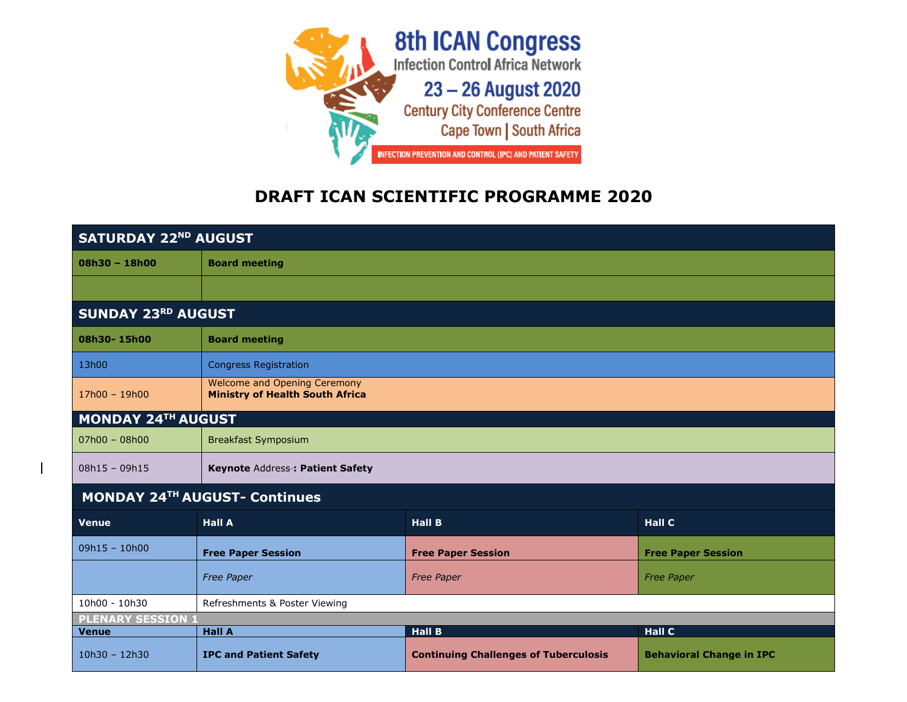8th ICAN Congress
Infection Control Africa Network
23 – 26 August 2020
Century City Conference Centre
Cape Town | South Africa
INFECTION PREVENTION AND CONTROL (IPC) AND PATIENT SAFETY

# DRAFT ICAN SCIENTIFIC PROGRAMME 2020

| SATURDAY 22ND AUGUST | |
|---|---|
| **08h30 – 18h00** | **Board meeting** |
| | |

| SUNDAY 23RD AUGUST | |
|---|---|
| **08h30- 15h00** | **Board meeting** |
| 13h00 | Congress Registration |
| 17h00 – 19h00 | Welcome and Opening Ceremony<br>**Ministry of Health South Africa** |

| MONDAY 24TH AUGUST | |
|---|---|
| 07h00 – 08h00 | Breakfast Symposium |
| 08h15 – 09h15 | **Keynote** Address-**: Patient Safety** |

## MONDAY 24TH AUGUST- Continues

| **Venue** | **Hall A** | **Hall B** | **Hall C** |
|---|---|---|---|
| 09h15 – 10h00 | **Free Paper Session** | **Free Paper Session** | **Free Paper Session** |
| | *Free Paper* | *Free Paper* | *Free Paper* |
| 10h00 - 10h30 | Refreshments & Poster Viewing | | |
| **PLENARY SESSION 1** | | | |
| **Venue** | **Hall A** | **Hall B** | **Hall C** |
| 10h30 – 12h30 | **IPC and Patient Safety** | **Continuing Challenges of Tuberculosis** | **Behavioral Change in IPC** |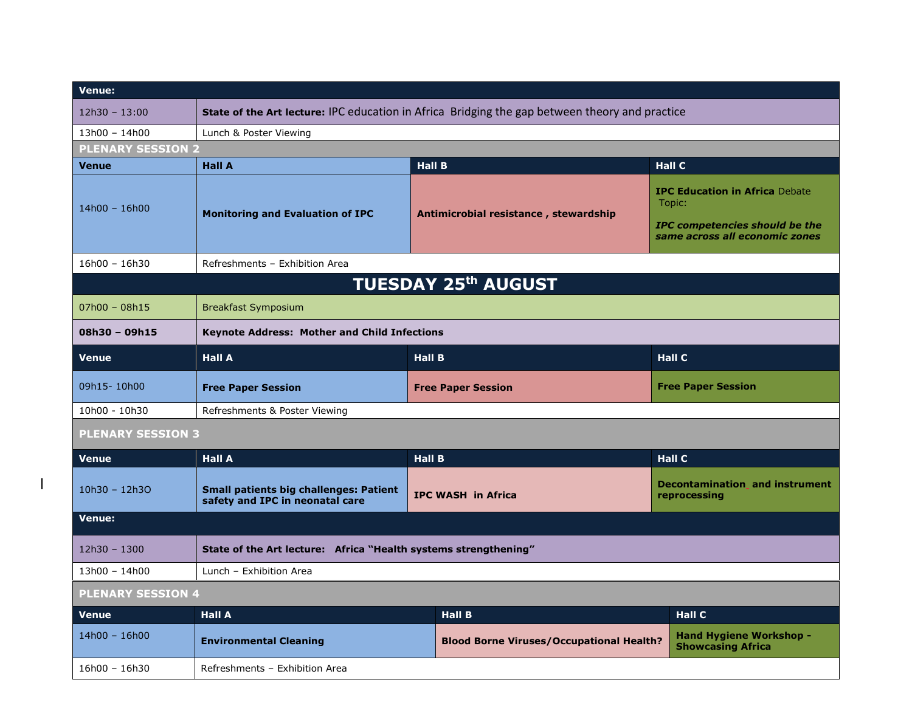| Venue: | | | |
|---|---|---|---|
| 12h30 – 13:00 | **State of the Art lecture:** IPC education in Africa Bridging the gap between theory and practice | | |
| 13h00 – 14h00 | Lunch & Poster Viewing | | |
| **PLENARY SESSION 2** | | | |
| **Venue** | **Hall A** | **Hall B** | **Hall C** |
| 14h00 – 16h00 | **Monitoring and Evaluation of IPC** | **Antimicrobial resistance , stewardship** | **IPC Education in Africa** Debate Topic: ***IPC competencies should be the same across all economic zones*** |
| 16h00 – 16h30 | Refreshments – Exhibition Area | | |

## TUESDAY 25th AUGUST

| 07h00 – 08h15 | Breakfast Symposium | | |
|---|---|---|---|
| **08h30 – 09h15** | **Keynote Address: Mother and Child Infections** | | |
| **Venue** | **Hall A** | **Hall B** | **Hall C** |
| 09h15- 10h00 | **Free Paper Session** | **Free Paper Session** | **Free Paper Session** |
| 10h00 - 10h30 | Refreshments & Poster Viewing | | |
| **PLENARY SESSION 3** | | | |
| **Venue** | **Hall A** | **Hall B** | **Hall C** |
| 10h30 – 12h3O | **Small patients big challenges: Patient safety and IPC in neonatal care** | **IPC WASH in Africa** | **Decontamination and instrument reprocessing** |
| **Venue:** | | | |
| 12h30 – 1300 | **State of the Art lecture: Africa "Health systems strengthening"** | | |
| 13h00 – 14h00 | Lunch – Exhibition Area | | |
| **PLENARY SESSION 4** | | | |
| **Venue** | **Hall A** | **Hall B** | **Hall C** |
| 14h00 – 16h00 | **Environmental Cleaning** | **Blood Borne Viruses/Occupational Health?** | **Hand Hygiene Workshop - Showcasing Africa** |
| 16h00 – 16h30 | Refreshments – Exhibition Area | | |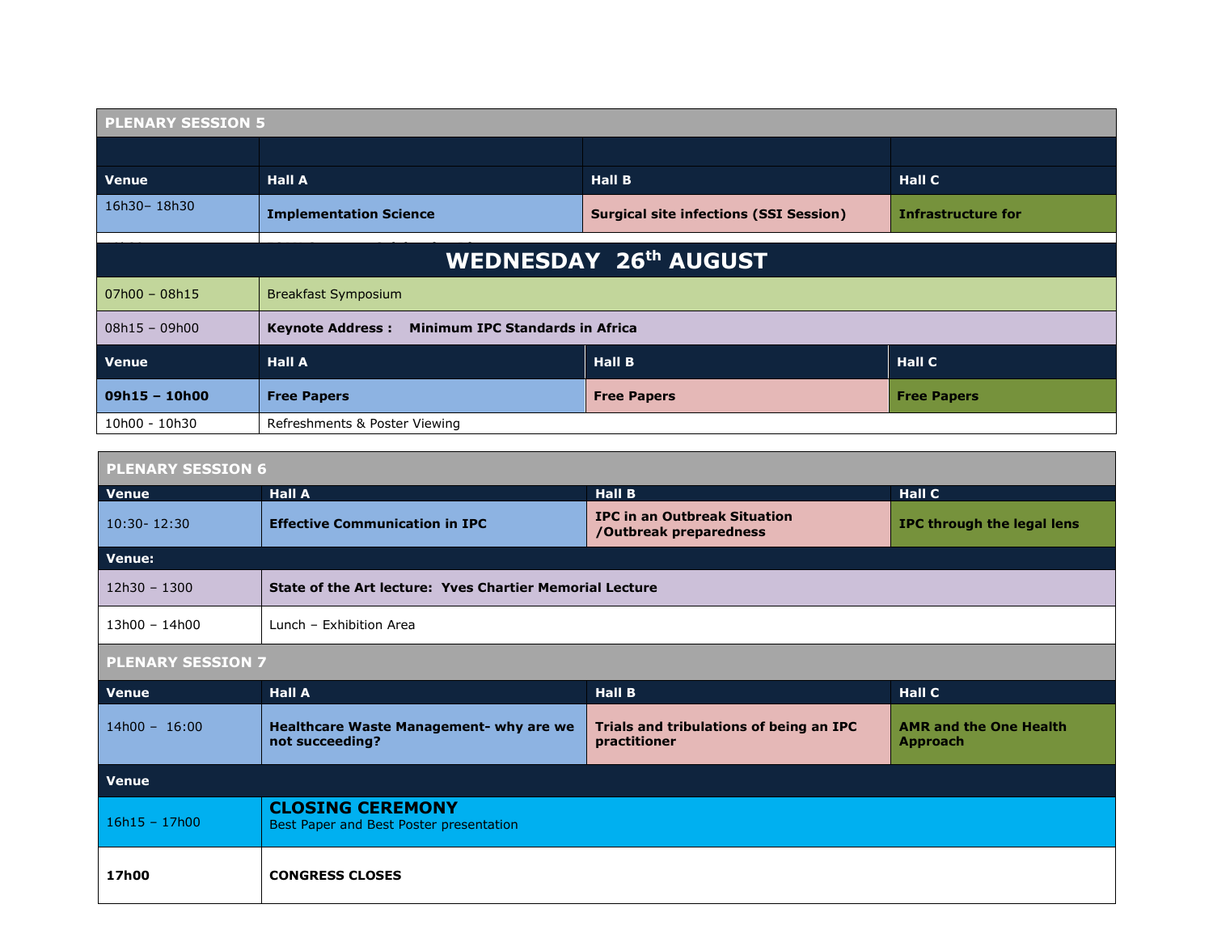| PLENARY SESSION 5 | | | |
|---|---|---|---|
| | | | |
| Venue | Hall A | Hall B | Hall C |
| 16h30– 18h30 | Implementation Science | Surgical site infections (SSI Session) | Infrastructure for |

## WEDNESDAY 26th AUGUST

| | | | |
|---|---|---|---|
| 07h00 – 08h15 | Breakfast Symposium | | |
| 08h15 – 09h00 | **Keynote Address : Minimum IPC Standards in Africa** | | |
| **Venue** | **Hall A** | **Hall B** | **Hall C** |
| **09h15 – 10h00** | **Free Papers** | **Free Papers** | **Free Papers** |
| 10h00 - 10h30 | Refreshments & Poster Viewing | | |

| PLENARY SESSION 6 | | | |
|---|---|---|---|
| **Venue** | **Hall A** | **Hall B** | **Hall C** |
| 10:30- 12:30 | **Effective Communication in IPC** | **IPC in an Outbreak Situation /Outbreak preparedness** | **IPC through the legal lens** |
| **Venue:** | | | |
| 12h30 – 1300 | **State of the Art lecture: Yves Chartier Memorial Lecture** | | |
| 13h00 – 14h00 | Lunch – Exhibition Area | | |
| **PLENARY SESSION 7** | | | |
| **Venue** | **Hall A** | **Hall B** | **Hall C** |
| 14h00 – 16:00 | **Healthcare Waste Management- why are we not succeeding?** | **Trials and tribulations of being an IPC practitioner** | **AMR and the One Health Approach** |
| **Venue** | | | |
| 16h15 – 17h00 | **CLOSING CEREMONY** Best Paper and Best Poster presentation | | |
| **17h00** | **CONGRESS CLOSES** | | |